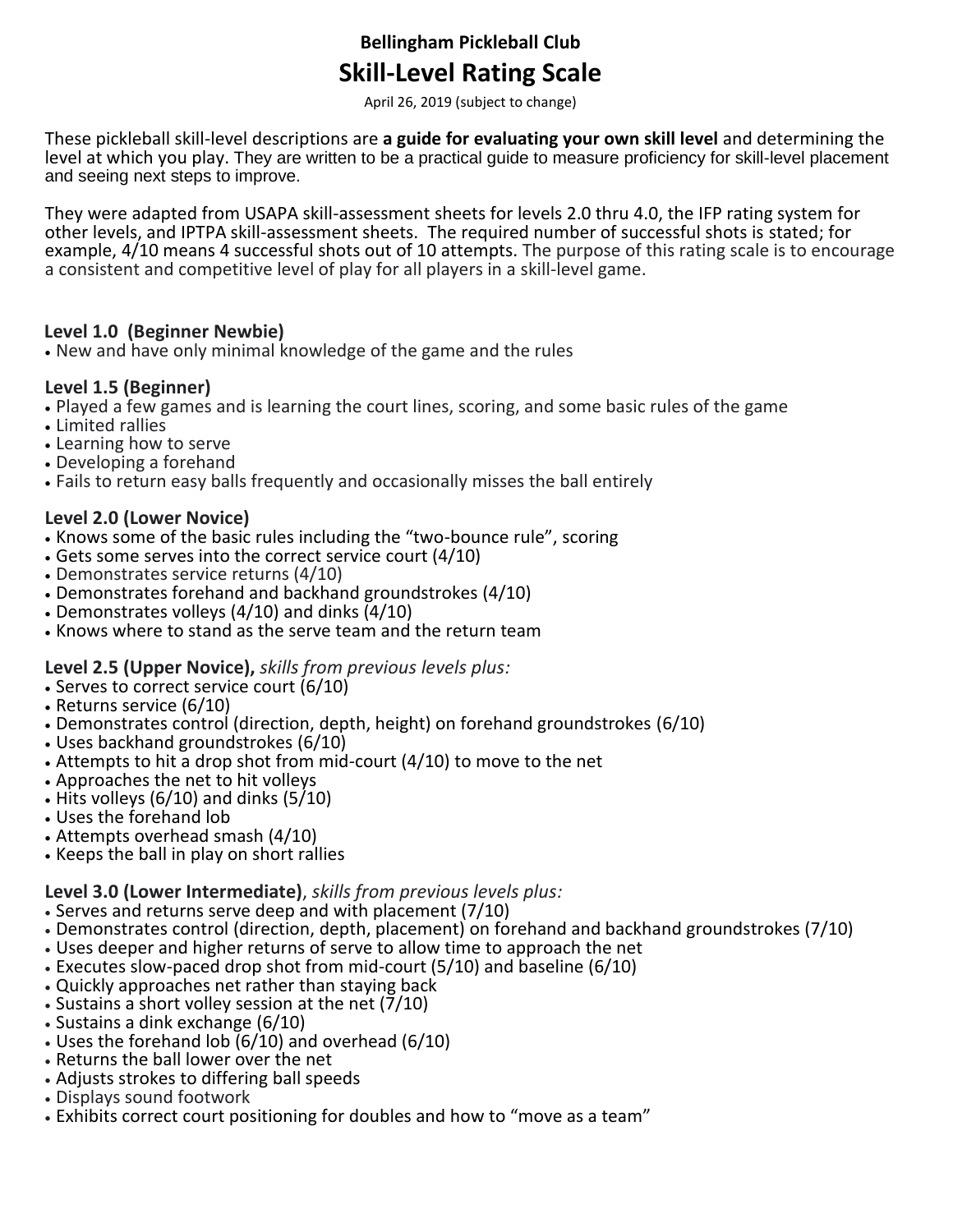### Bellingham Pickleball Club

# Skill-Level Rating Scale

April 26, 2019 (subject to change)

These pickleball skill-level descriptions are **a guide for evaluating your own skill level** and determining the level at which you play. They are written to be a practical guide to measure proficiency for skill-level placement and seeing next steps to improve.

They were adapted from USAPA skill-assessment sheets for levels 2.0 thru 4.0, the IFP rating system for other levels, and IPTPA skill-assessment sheets. The required number of successful shots is stated; for example, 4/10 means 4 successful shots out of 10 attempts. The purpose of this rating scale is to encourage a consistent and competitive level of play for all players in a skill-level game.

**Level 1.0 (Beginner Newbie)**

- New and have only minimal knowledge of the game and the rules

**Level 1.5 (Beginner)**

- Played a few games and is learning the court lines, scoring, and some basic rules of the game
- Limited rallies
- Learning how to serve
- Developing a forehand
- Fails to return easy balls frequently and occasionally misses the ball entirely

**Level 2.0 (Lower Novice)**

- Knows some of the basic rules including the "two-bounce rule", scoring
- Gets some serves into the correct service court (4/10)
- Demonstrates service returns (4/10)
- Demonstrates forehand and backhand groundstrokes (4/10)
- Demonstrates volleys (4/10) and dinks (4/10)
- Knows where to stand as the serve team and the return team

**Level 2.5 (Upper Novice),** *skills from previous levels plus:*

- Serves to correct service court (6/10)
- Returns service (6/10)
- Demonstrates control (direction, depth, height) on forehand groundstrokes (6/10)
- Uses backhand groundstrokes (6/10)
- Attempts to hit a drop shot from mid-court (4/10) to move to the net
- Approaches the net to hit volleys
- Hits volleys (6/10) and dinks (5/10)
- Uses the forehand lob
- Attempts overhead smash (4/10)
- Keeps the ball in play on short rallies

**Level 3.0 (Lower Intermediate)**, *skills from previous levels plus:*

- Serves and returns serve deep and with placement (7/10)
- Demonstrates control (direction, depth, placement) on forehand and backhand groundstrokes (7/10)
- Uses deeper and higher returns of serve to allow time to approach the net
- Executes slow-paced drop shot from mid-court (5/10) and baseline (6/10)
- Quickly approaches net rather than staying back
- Sustains a short volley session at the net (7/10)
- Sustains a dink exchange (6/10)
- Uses the forehand lob (6/10) and overhead (6/10)
- Returns the ball lower over the net
- Adjusts strokes to differing ball speeds
- Displays sound footwork
- Exhibits correct court positioning for doubles and how to "move as a team"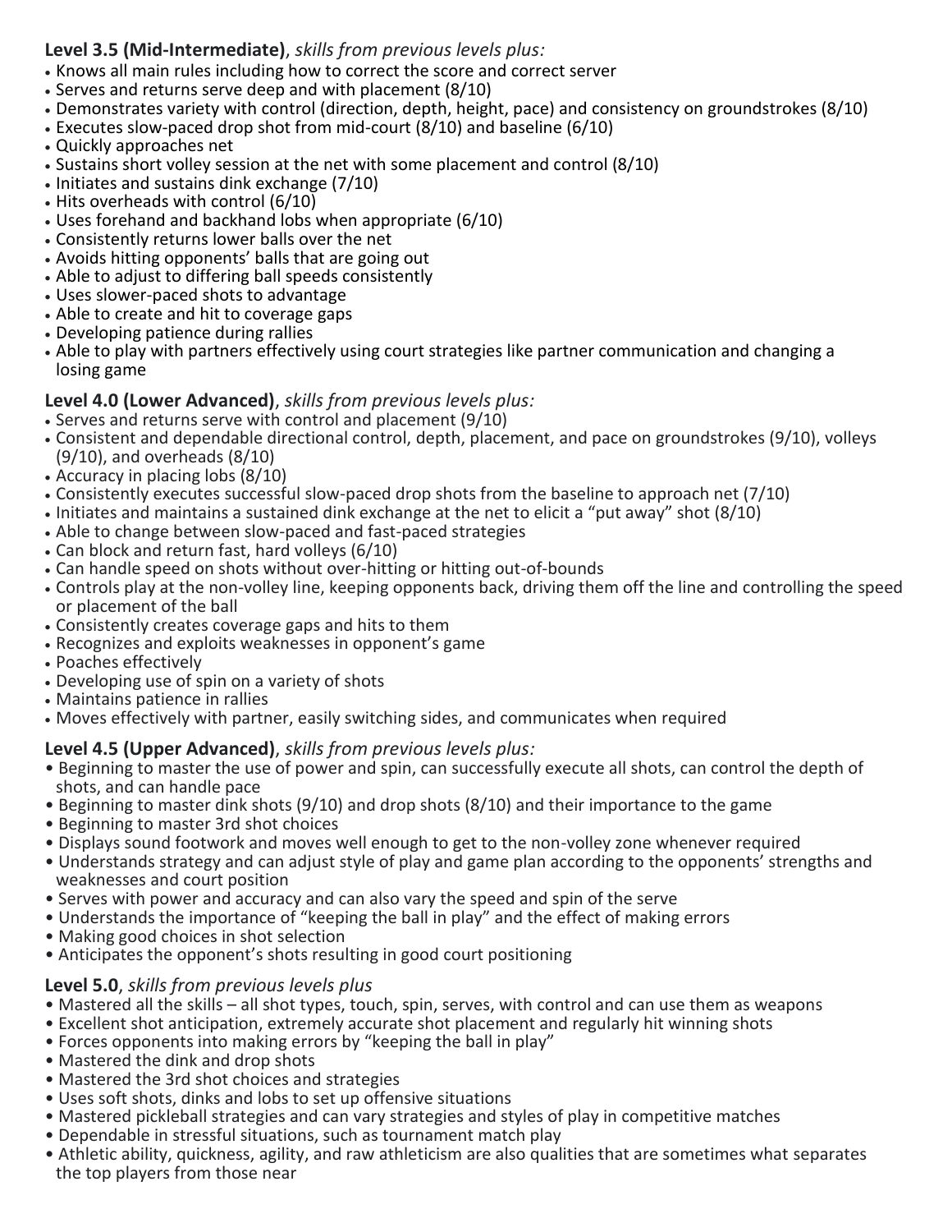**Level 3.5 (Mid-Intermediate)**, *skills from previous levels plus:*

- Knows all main rules including how to correct the score and correct server
- Serves and returns serve deep and with placement (8/10)
- Demonstrates variety with control (direction, depth, height, pace) and consistency on groundstrokes (8/10)
- Executes slow-paced drop shot from mid-court (8/10) and baseline (6/10)
- Quickly approaches net
- Sustains short volley session at the net with some placement and control (8/10)
- Initiates and sustains dink exchange (7/10)
- Hits overheads with control (6/10)
- Uses forehand and backhand lobs when appropriate (6/10)
- Consistently returns lower balls over the net
- Avoids hitting opponents' balls that are going out
- Able to adjust to differing ball speeds consistently
- Uses slower-paced shots to advantage
- Able to create and hit to coverage gaps
- Developing patience during rallies
- Able to play with partners effectively using court strategies like partner communication and changing a losing game

**Level 4.0 (Lower Advanced)**, *skills from previous levels plus:*

- Serves and returns serve with control and placement (9/10)
- Consistent and dependable directional control, depth, placement, and pace on groundstrokes (9/10), volleys (9/10), and overheads (8/10)
- Accuracy in placing lobs (8/10)
- Consistently executes successful slow-paced drop shots from the baseline to approach net (7/10)
- Initiates and maintains a sustained dink exchange at the net to elicit a "put away" shot (8/10)
- Able to change between slow-paced and fast-paced strategies
- Can block and return fast, hard volleys (6/10)
- Can handle speed on shots without over-hitting or hitting out-of-bounds
- Controls play at the non-volley line, keeping opponents back, driving them off the line and controlling the speed or placement of the ball
- Consistently creates coverage gaps and hits to them
- Recognizes and exploits weaknesses in opponent's game
- Poaches effectively
- Developing use of spin on a variety of shots
- Maintains patience in rallies
- Moves effectively with partner, easily switching sides, and communicates when required

**Level 4.5 (Upper Advanced)**, *skills from previous levels plus:*

- Beginning to master the use of power and spin, can successfully execute all shots, can control the depth of shots, and can handle pace
- Beginning to master dink shots (9/10) and drop shots (8/10) and their importance to the game
- Beginning to master 3rd shot choices
- Displays sound footwork and moves well enough to get to the non-volley zone whenever required
- Understands strategy and can adjust style of play and game plan according to the opponents' strengths and weaknesses and court position
- Serves with power and accuracy and can also vary the speed and spin of the serve
- Understands the importance of "keeping the ball in play" and the effect of making errors
- Making good choices in shot selection
- Anticipates the opponent's shots resulting in good court positioning

**Level 5.0**, *skills from previous levels plus*

- Mastered all the skills – all shot types, touch, spin, serves, with control and can use them as weapons
- Excellent shot anticipation, extremely accurate shot placement and regularly hit winning shots
- Forces opponents into making errors by "keeping the ball in play"
- Mastered the dink and drop shots
- Mastered the 3rd shot choices and strategies
- Uses soft shots, dinks and lobs to set up offensive situations
- Mastered pickleball strategies and can vary strategies and styles of play in competitive matches
- Dependable in stressful situations, such as tournament match play
- Athletic ability, quickness, agility, and raw athleticism are also qualities that are sometimes what separates the top players from those near